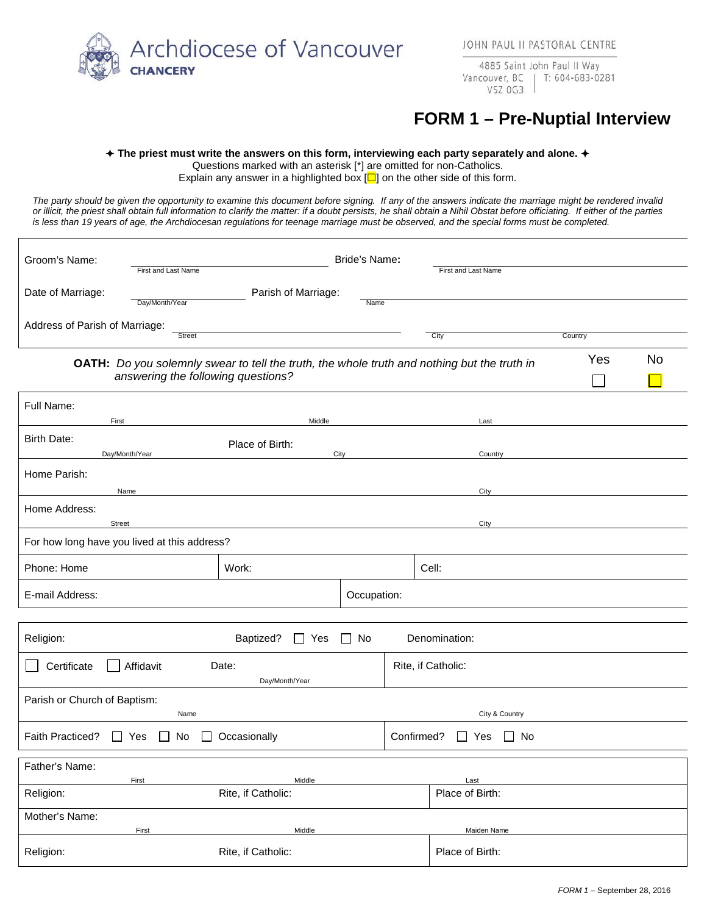Archdiocese of Vancouver
**CHANCERY**

JOHN PAUL II PASTORAL CENTRE
4885 Saint John Paul II Way
Vancouver, BC V5Z 0G3
T: 604-683-0281

# FORM 1 – Pre-Nuptial Interview

**✦ The priest must write the answers on this form, interviewing each party separately and alone. ✦**
Questions marked with an asterisk [*] are omitted for non-Catholics.
Explain any answer in a highlighted box [☐] on the other side of this form.

*The party should be given the opportunity to examine this document before signing. If any of the answers indicate the marriage might be rendered invalid or illicit, the priest shall obtain full information to clarify the matter: if a doubt persists, he shall obtain a Nihil Obstat before officiating. If either of the parties is less than 19 years of age, the Archdiocesan regulations for teenage marriage must be observed, and the special forms must be completed.*

Groom's Name: ______________________ (First and Last Name) Bride's Name: ______________________ (First and Last Name)

Date of Marriage: ______________ (Day/Month/Year) Parish of Marriage: ______________________ (Name)

Address of Parish of Marriage: ______________________ (Street) ______________ (City) ______________ (Country)

| | Yes | No |
|---|---|---|
| **OATH:** *Do you solemnly swear to tell the truth, the whole truth and nothing but the truth in answering the following questions?* | ☐ | ☐ |

Full Name: ______________ (First) ______________ (Middle) ______________ (Last)

Birth Date: ______________ (Day/Month/Year) Place of Birth: ______________ (City) ______________ (Country)

Home Parish: ______________ (Name) ______________ (City)

Home Address: ______________ (Street) ______________ (City)

For how long have you lived at this address?

Phone: Home | Work: | Cell:

E-mail Address: | Occupation:

Religion: Baptized? ☐ Yes ☐ No Denomination:

☐ Certificate ☐ Affidavit Date: ______________ (Day/Month/Year) Rite, if Catholic:

Parish or Church of Baptism: ______________ (Name) ______________ (City & Country)

Faith Practiced? ☐ Yes ☐ No ☐ Occasionally Confirmed? ☐ Yes ☐ No

Father's Name: ______________ (First) ______________ (Middle) ______________ (Last)

Religion: Rite, if Catholic: Place of Birth:

Mother's Name: ______________ (First) ______________ (Middle) ______________ (Maiden Name)

Religion: Rite, if Catholic: Place of Birth:

*FORM 1* – September 28, 2016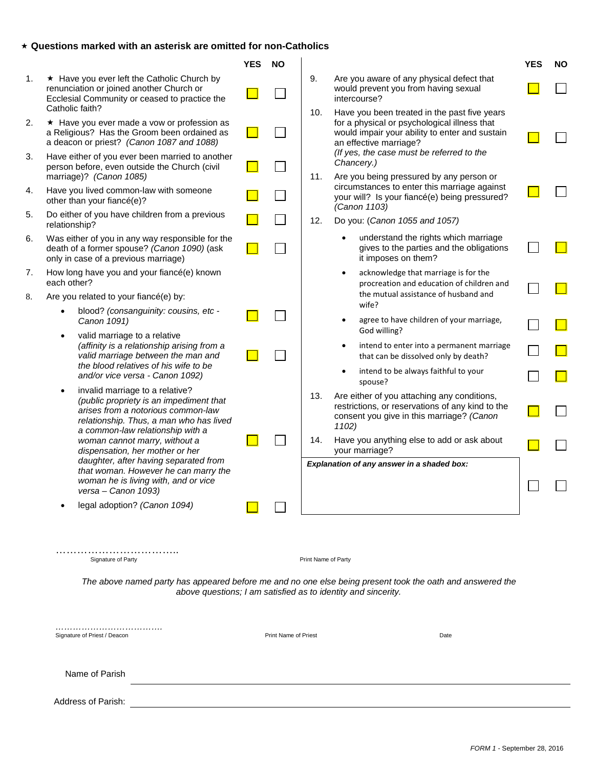★ **Questions marked with an asterisk are omitted for non-Catholics**

| | | YES | NO |
|---|---|---|---|
| 1. | ★ Have you ever left the Catholic Church by renunciation or joined another Church or Ecclesial Community or ceased to practice the Catholic faith? | ☐ | ☐ |
| 2. | ★ Have you ever made a vow or profession as a Religious? Has the Groom been ordained as a deacon or priest? *(Canon 1087 and 1088)* | ☐ | ☐ |
| 3. | Have either of you ever been married to another person before, even outside the Church (civil marriage)? *(Canon 1085)* | ☐ | ☐ |
| 4. | Have you lived common-law with someone other than your fiancé(e)? | ☐ | ☐ |
| 5. | Do either of you have children from a previous relationship? | ☐ | ☐ |
| 6. | Was either of you in any way responsible for the death of a former spouse? *(Canon 1090)* (ask only in case of a previous marriage) | ☐ | ☐ |
| 7. | How long have you and your fiancé(e) known each other? | | |
| 8. | Are you related to your fiancé(e) by: | | |
| | • blood? *(consanguinity: cousins, etc - Canon 1091)* | ☐ | ☐ |
| | • valid marriage to a relative *(affinity is a relationship arising from a valid marriage between the man and the blood relatives of his wife to be and/or vice versa - Canon 1092)* | ☐ | ☐ |
| | • invalid marriage to a relative? *(public propriety is an impediment that arises from a notorious common-law relationship. Thus, a man who has lived a common-law relationship with a woman cannot marry, without a dispensation, her mother or her daughter, after having separated from that woman. However he can marry the woman he is living with, and or vice versa – Canon 1093)* | ☐ | ☐ |
| | • legal adoption? *(Canon 1094)* | ☐ | ☐ |
| 9. | Are you aware of any physical defect that would prevent you from having sexual intercourse? | ☐ | ☐ |
| 10. | Have you been treated in the past five years for a physical or psychological illness that would impair your ability to enter and sustain an effective marriage? *(If yes, the case must be referred to the Chancery.)* | ☐ | ☐ |
| 11. | Are you being pressured by any person or circumstances to enter this marriage against your will? Is your fiancé(e) being pressured? *(Canon 1103)* | ☐ | ☐ |
| 12. | Do you: *(Canon 1055 and 1057)* | | |
| | • understand the rights which marriage gives to the parties and the obligations it imposes on them? | ☐ | ☐ |
| | • acknowledge that marriage is for the procreation and education of children and the mutual assistance of husband and wife? | ☐ | ☐ |
| | • agree to have children of your marriage, God willing? | ☐ | ☐ |
| | • intend to enter into a permanent marriage that can be dissolved only by death? | ☐ | ☐ |
| | • intend to be always faithful to your spouse? | ☐ | ☐ |
| 13. | Are either of you attaching any conditions, restrictions, or reservations of any kind to the consent you give in this marriage? *(Canon 1102)* | ☐ | ☐ |
| 14. | Have you anything else to add or ask about your marriage? | ☐ | ☐ |
| | ***Explanation of any answer in a shaded box:*** | ☐ | ☐ |

……………………………..
Signature of Party

Print Name of Party

*The above named party has appeared before me and no one else being present took the oath and answered the above questions; I am satisfied as to identity and sincerity.*

……………………………….
Signature of Priest / Deacon

Print Name of Priest

Date

Name of Parish

Address of Parish:

*FORM 1* - September 28, 2016